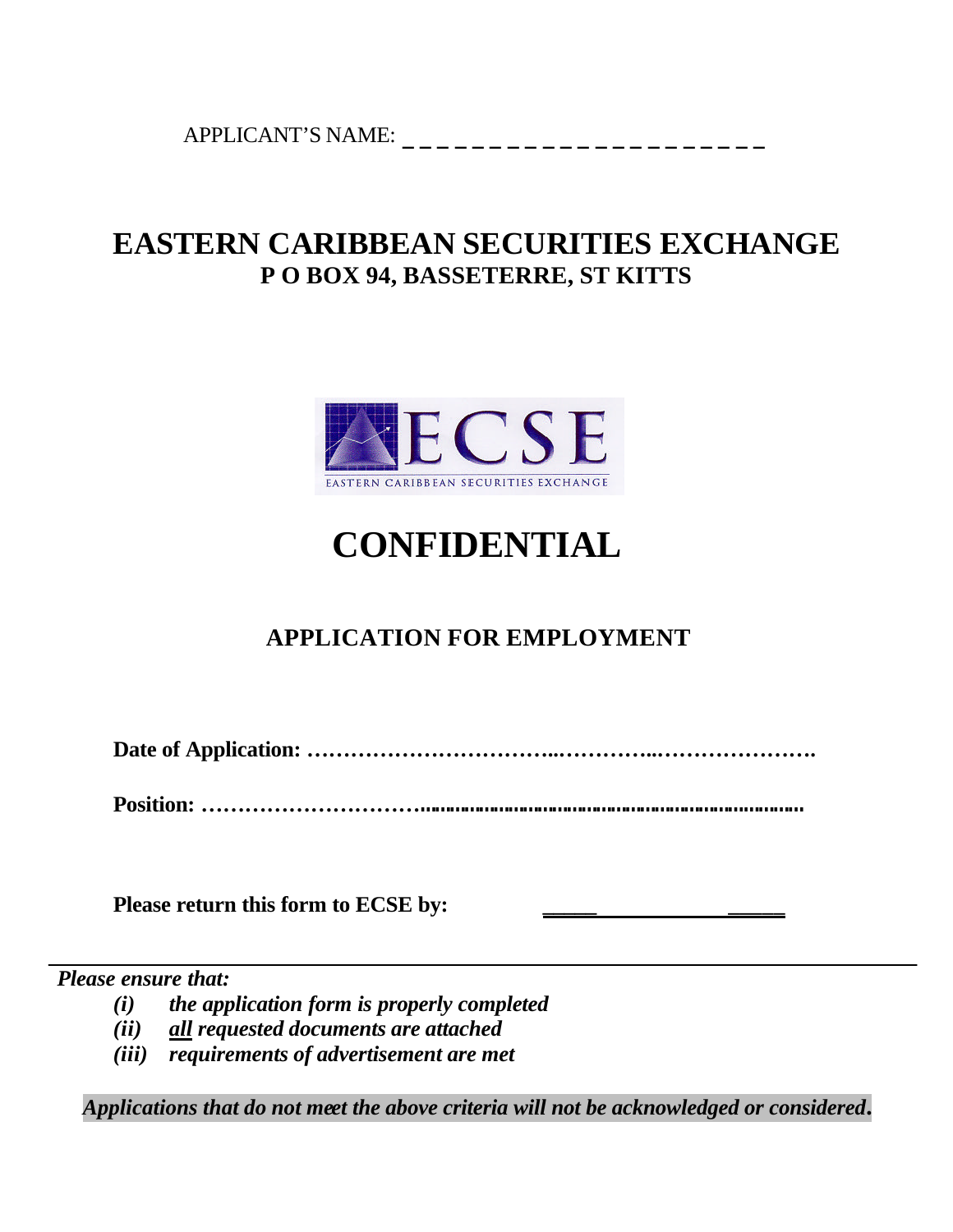APPLICANT'S NAME: _ _ _ _ _ _ _ _ _ _ _ _ _ _ _ _ _ _ _ _ _ _

# EASTERN CARIBBEAN SECURITIES EXCHANGE

## P O BOX 94, BASSETERRE, ST KITTS

# CONFIDENTIAL

## APPLICATION FOR EMPLOYMENT

**Date of Application: ……………………………..…………..………………….**

**Position: ………………………………………………………………………………**

**Please return this form to ECSE by:** ______________________

---

***Please ensure that:***

- ***(i) the application form is properly completed***
- ***(ii) all requested documents are attached***
- ***(iii) requirements of advertisement are met***

***Applications that do not meet the above criteria will not be acknowledged or considered.***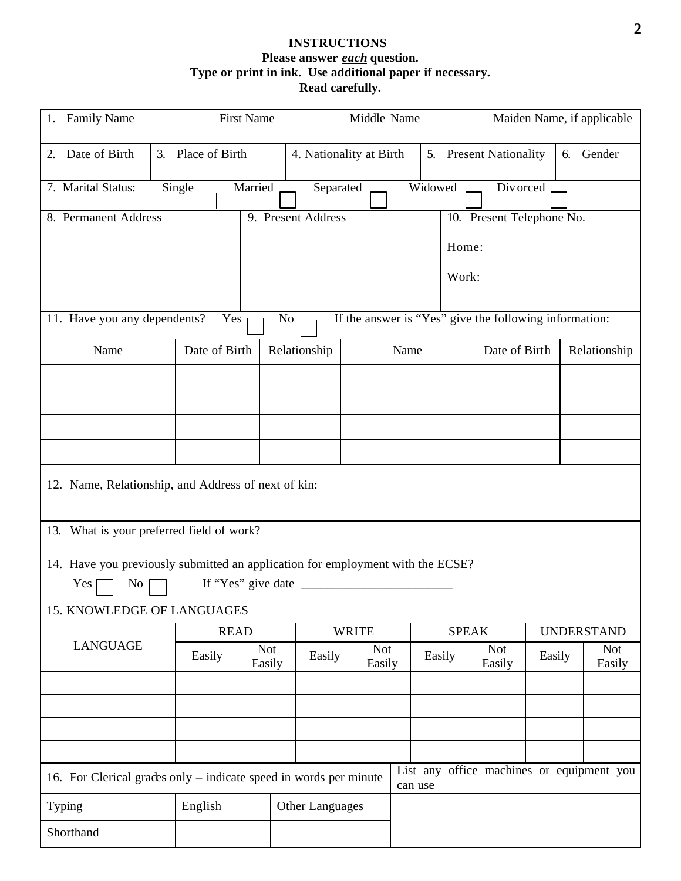**INSTRUCTIONS**

**Please answer *each* question.**

**Type or print in ink. Use additional paper if necessary.**

**Read carefully.**

| 1. Family Name | First Name | Middle Name | Maiden Name, if applicable |
|---|---|---|---|
| | | | |

| 2. Date of Birth | 3. Place of Birth | 4. Nationality at Birth | 5. Present Nationality | 6. Gender |
|---|---|---|---|---|
| | | | | |

7. Marital Status: Single ☐ Married ☐ Separated ☐ Widowed ☐ Divorced ☐

| 8. Permanent Address | 9. Present Address | 10. Present Telephone No. |
|---|---|---|
| | | Home: |
| | | Work: |

11. Have you any dependents? Yes ☐ No ☐ If the answer is "Yes" give the following information:

| Name | Date of Birth | Relationship | Name | Date of Birth | Relationship |
|---|---|---|---|---|---|
| | | | | | |
| | | | | | |
| | | | | | |
| | | | | | |

12. Name, Relationship, and Address of next of kin:

13. What is your preferred field of work?

14. Have you previously submitted an application for employment with the ECSE?

Yes ☐ No ☐ If "Yes" give date _______________________

15. KNOWLEDGE OF LANGUAGES

| LANGUAGE | READ | | WRITE | | SPEAK | | UNDERSTAND | |
|---|---|---|---|---|---|---|---|---|
| | Easily | Not Easily | Easily | Not Easily | Easily | Not Easily | Easily | Not Easily |
| | | | | | | | | |
| | | | | | | | | |
| | | | | | | | | |
| | | | | | | | | |

| 16. For Clerical grades only – indicate speed in words per minute | | | | List any office machines or equipment you can use |
|---|---|---|---|---|
| Typing | English | Other Languages | | |
| Shorthand | | | | |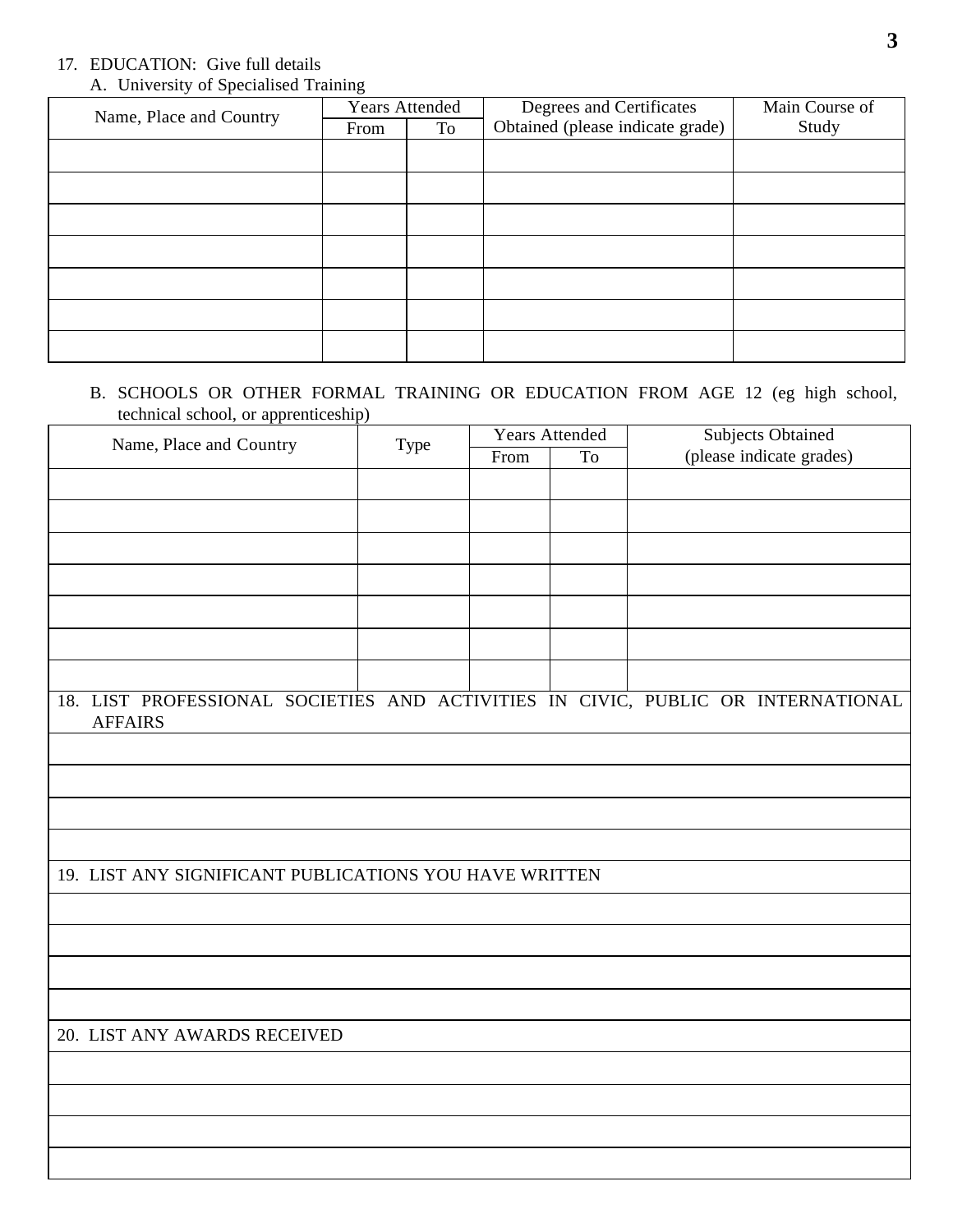17. EDUCATION: Give full details

A. University of Specialised Training

| Name, Place and Country | Years Attended | | Degrees and Certificates Obtained (please indicate grade) | Main Course of Study |
|---|---|---|---|---|
| | From | To | | |
| | | | | |
| | | | | |
| | | | | |
| | | | | |
| | | | | |
| | | | | |
| | | | | |

B. SCHOOLS OR OTHER FORMAL TRAINING OR EDUCATION FROM AGE 12 (eg high school, technical school, or apprenticeship)

| Name, Place and Country | Type | Years Attended | | Subjects Obtained (please indicate grades) |
|---|---|---|---|---|
| | | From | To | |
| | | | | |
| | | | | |
| | | | | |
| | | | | |
| | | | | |
| | | | | |
| | | | | |

| 18. LIST PROFESSIONAL SOCIETIES AND ACTIVITIES IN CIVIC, PUBLIC OR INTERNATIONAL AFFAIRS |
|---|
| |
| |
| |
| |

| 19. LIST ANY SIGNIFICANT PUBLICATIONS YOU HAVE WRITTEN |
|---|
| |
| |
| |
| |

| 20. LIST ANY AWARDS RECEIVED |
|---|
| |
| |
| |
| |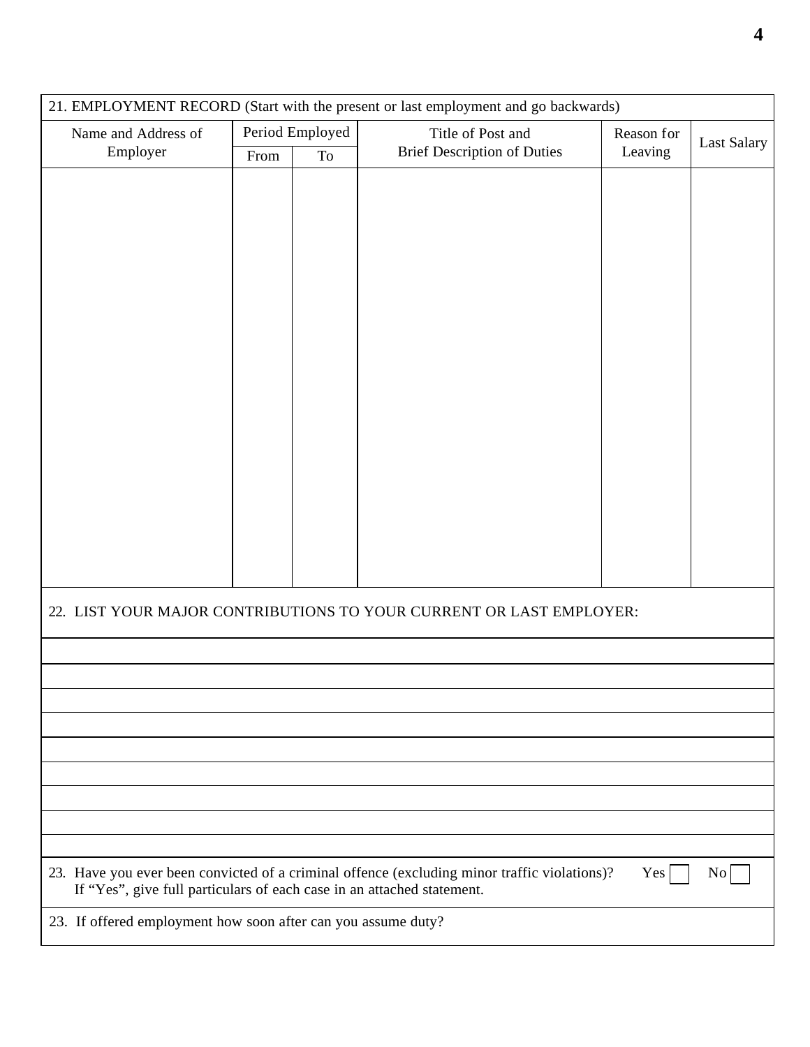21. EMPLOYMENT RECORD (Start with the present or last employment and go backwards)

| Name and Address of Employer | Period Employed | | Title of Post and Brief Description of Duties | Reason for Leaving | Last Salary |
|---|---|---|---|---|---|
| | From | To | | | |
| | | | | | |

22. LIST YOUR MAJOR CONTRIBUTIONS TO YOUR CURRENT OR LAST EMPLOYER:

23. Have you ever been convicted of a criminal offence (excluding minor traffic violations)? Yes ☐ No ☐
If "Yes", give full particulars of each case in an attached statement.

23. If offered employment how soon after can you assume duty?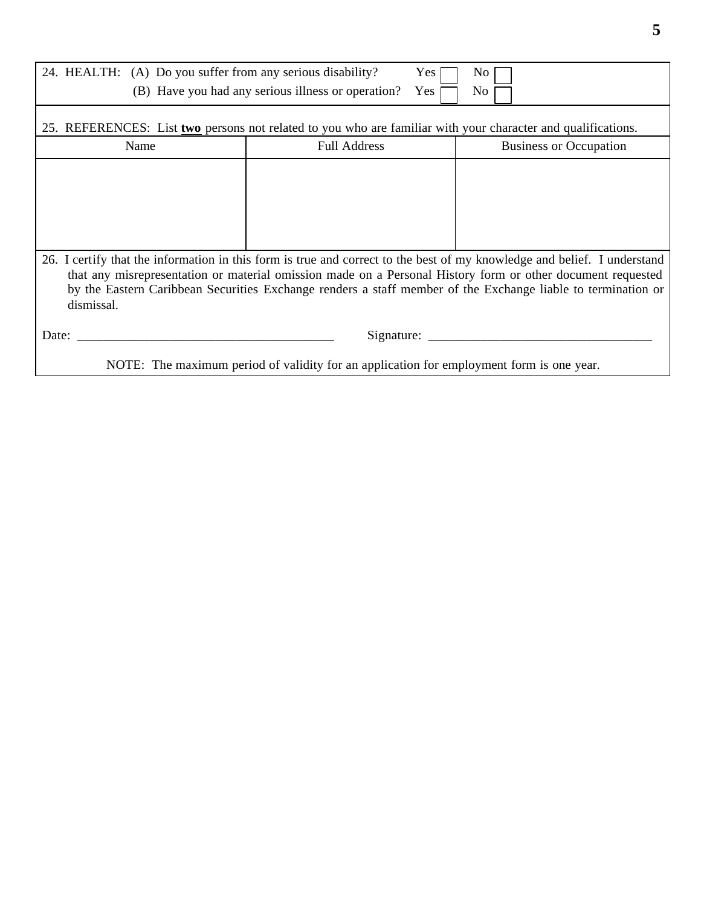24. HEALTH: (A) Do you suffer from any serious disability? Yes ☐ No ☐

(B) Have you had any serious illness or operation? Yes ☐ No ☐

25. REFERENCES: List **two** persons not related to you who are familiar with your character and qualifications.

| Name | Full Address | Business or Occupation |
|---|---|---|
| | | |

26. I certify that the information in this form is true and correct to the best of my knowledge and belief. I understand that any misrepresentation or material omission made on a Personal History form or other document requested by the Eastern Caribbean Securities Exchange renders a staff member of the Exchange liable to termination or dismissal.

Date: ________________________________________ Signature: ___________________________________

NOTE: The maximum period of validity for an application for employment form is one year.